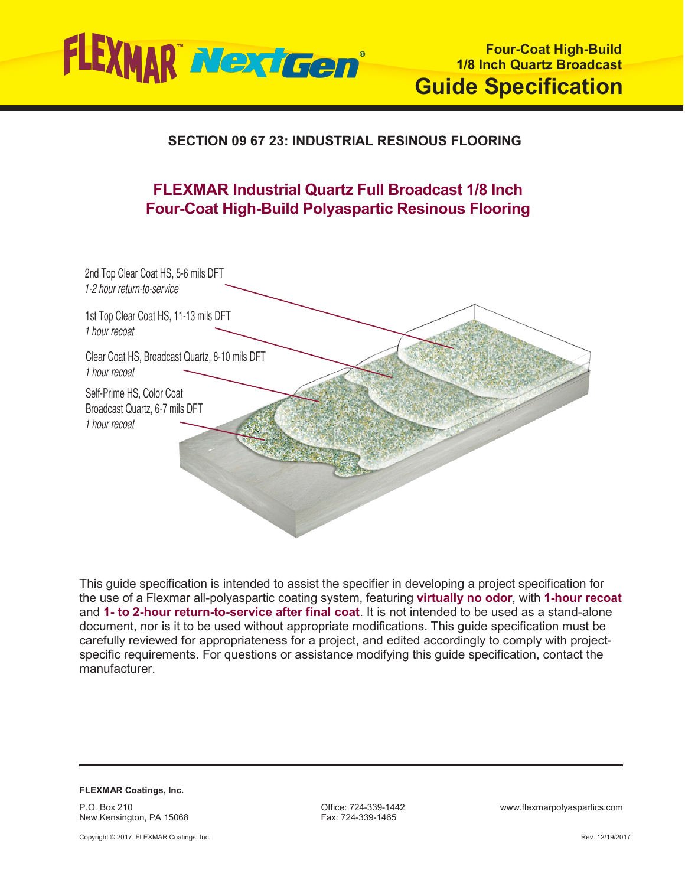# FLEXMAR™ NextGen®

**Four-Coat High-Build**
**1/8 Inch Quartz Broadcast**

## Guide Specification

### SECTION 09 67 23: INDUSTRIAL RESINOUS FLOORING

## FLEXMAR Industrial Quartz Full Broadcast 1/8 Inch Four-Coat High-Build Polyaspartic Resinous Flooring

2nd Top Clear Coat HS, 5-6 mils DFT
*1-2 hour return-to-service*

1st Top Clear Coat HS, 11-13 mils DFT
*1 hour recoat*

Clear Coat HS, Broadcast Quartz, 8-10 mils DFT
*1 hour recoat*

Self-Prime HS, Color Coat
Broadcast Quartz, 6-7 mils DFT
*1 hour recoat*

This guide specification is intended to assist the specifier in developing a project specification for the use of a Flexmar all-polyaspartic coating system, featuring **virtually no odor**, with **1-hour recoat** and **1- to 2-hour return-to-service after final coat**. It is not intended to be used as a stand-alone document, nor is it to be used without appropriate modifications. This guide specification must be carefully reviewed for appropriateness for a project, and edited accordingly to comply with project-specific requirements. For questions or assistance modifying this guide specification, contact the manufacturer.

---

**FLEXMAR Coatings, Inc.**

P.O. Box 210
New Kensington, PA 15068

Office: 724-339-1442
Fax: 724-339-1465

www.flexmarpolyaspartics.com

Copyright © 2017. FLEXMAR Coatings, Inc.

Rev. 12/19/2017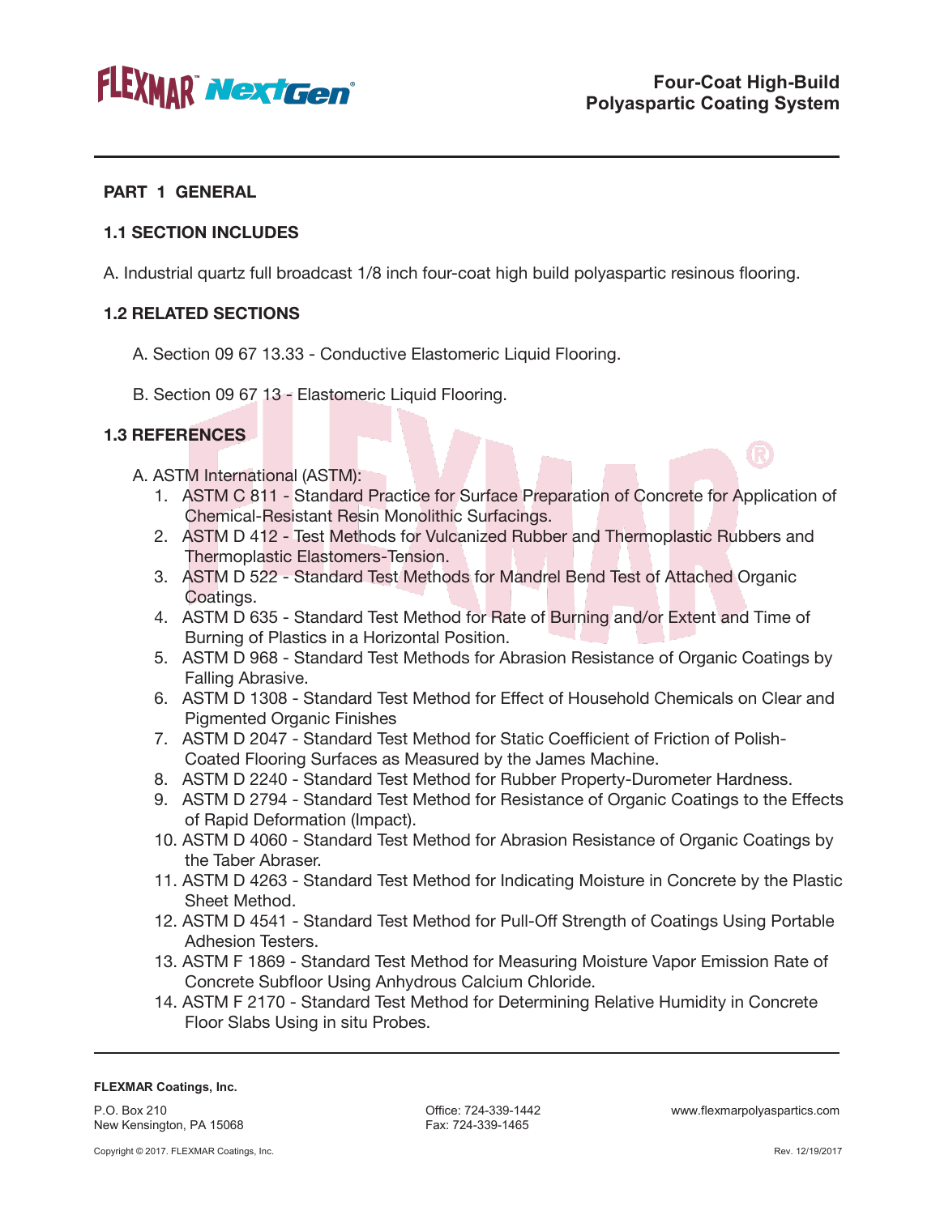## PART 1 GENERAL

### 1.1 SECTION INCLUDES

A. Industrial quartz full broadcast 1/8 inch four-coat high build polyaspartic resinous flooring.

### 1.2 RELATED SECTIONS

A. Section 09 67 13.33 - Conductive Elastomeric Liquid Flooring.

B. Section 09 67 13 - Elastomeric Liquid Flooring.

### 1.3 REFERENCES

A. ASTM International (ASTM):

1. ASTM C 811 - Standard Practice for Surface Preparation of Concrete for Application of Chemical-Resistant Resin Monolithic Surfacings.
2. ASTM D 412 - Test Methods for Vulcanized Rubber and Thermoplastic Rubbers and Thermoplastic Elastomers-Tension.
3. ASTM D 522 - Standard Test Methods for Mandrel Bend Test of Attached Organic Coatings.
4. ASTM D 635 - Standard Test Method for Rate of Burning and/or Extent and Time of Burning of Plastics in a Horizontal Position.
5. ASTM D 968 - Standard Test Methods for Abrasion Resistance of Organic Coatings by Falling Abrasive.
6. ASTM D 1308 - Standard Test Method for Effect of Household Chemicals on Clear and Pigmented Organic Finishes
7. ASTM D 2047 - Standard Test Method for Static Coefficient of Friction of Polish-Coated Flooring Surfaces as Measured by the James Machine.
8. ASTM D 2240 - Standard Test Method for Rubber Property-Durometer Hardness.
9. ASTM D 2794 - Standard Test Method for Resistance of Organic Coatings to the Effects of Rapid Deformation (Impact).
10. ASTM D 4060 - Standard Test Method for Abrasion Resistance of Organic Coatings by the Taber Abraser.
11. ASTM D 4263 - Standard Test Method for Indicating Moisture in Concrete by the Plastic Sheet Method.
12. ASTM D 4541 - Standard Test Method for Pull-Off Strength of Coatings Using Portable Adhesion Testers.
13. ASTM F 1869 - Standard Test Method for Measuring Moisture Vapor Emission Rate of Concrete Subfloor Using Anhydrous Calcium Chloride.
14. ASTM F 2170 - Standard Test Method for Determining Relative Humidity in Concrete Floor Slabs Using in situ Probes.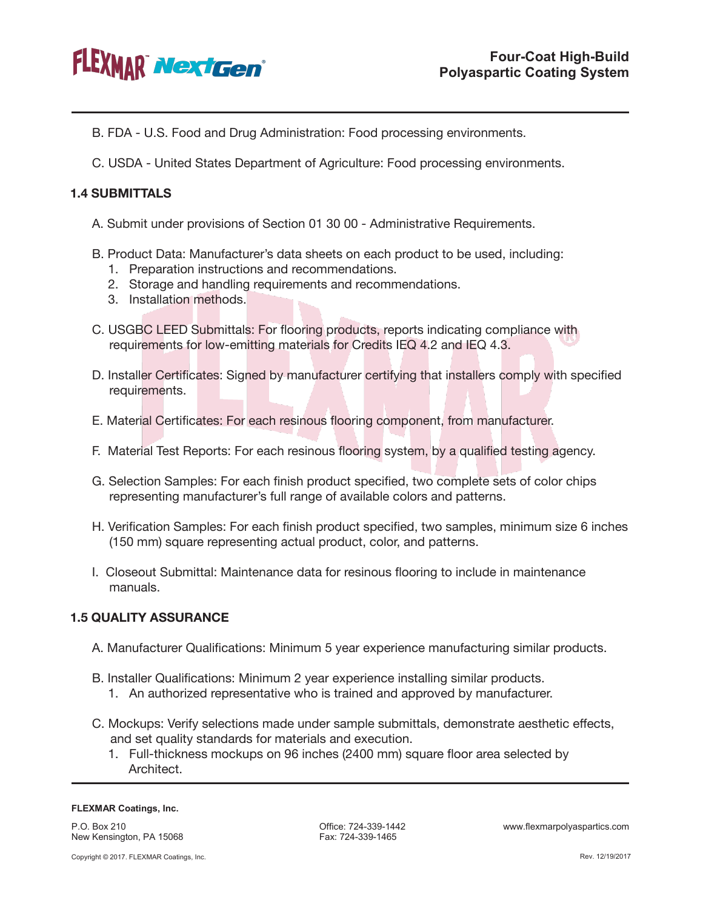B. FDA - U.S. Food and Drug Administration: Food processing environments.

C. USDA - United States Department of Agriculture: Food processing environments.

### 1.4 SUBMITTALS

A. Submit under provisions of Section 01 30 00 - Administrative Requirements.

B. Product Data: Manufacturer's data sheets on each product to be used, including:
   1. Preparation instructions and recommendations.
   2. Storage and handling requirements and recommendations.
   3. Installation methods.

C. USGBC LEED Submittals: For flooring products, reports indicating compliance with requirements for low-emitting materials for Credits IEQ 4.2 and IEQ 4.3.

D. Installer Certificates: Signed by manufacturer certifying that installers comply with specified requirements.

E. Material Certificates: For each resinous flooring component, from manufacturer.

F. Material Test Reports: For each resinous flooring system, by a qualified testing agency.

G. Selection Samples: For each finish product specified, two complete sets of color chips representing manufacturer's full range of available colors and patterns.

H. Verification Samples: For each finish product specified, two samples, minimum size 6 inches (150 mm) square representing actual product, color, and patterns.

I. Closeout Submittal: Maintenance data for resinous flooring to include in maintenance manuals.

### 1.5 QUALITY ASSURANCE

A. Manufacturer Qualifications: Minimum 5 year experience manufacturing similar products.

B. Installer Qualifications: Minimum 2 year experience installing similar products.
   1. An authorized representative who is trained and approved by manufacturer.

C. Mockups: Verify selections made under sample submittals, demonstrate aesthetic effects, and set quality standards for materials and execution.
   1. Full-thickness mockups on 96 inches (2400 mm) square floor area selected by Architect.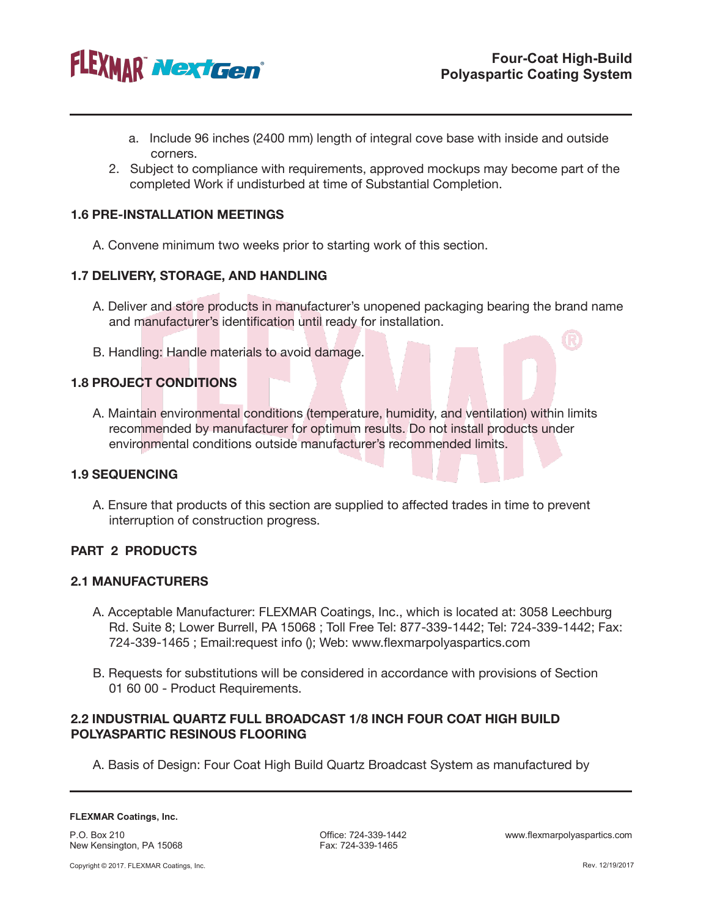a. Include 96 inches (2400 mm) length of integral cove base with inside and outside corners.

2. Subject to compliance with requirements, approved mockups may become part of the completed Work if undisturbed at time of Substantial Completion.

### 1.6 PRE-INSTALLATION MEETINGS

A. Convene minimum two weeks prior to starting work of this section.

### 1.7 DELIVERY, STORAGE, AND HANDLING

A. Deliver and store products in manufacturer's unopened packaging bearing the brand name and manufacturer's identification until ready for installation.

B. Handling: Handle materials to avoid damage.

### 1.8 PROJECT CONDITIONS

A. Maintain environmental conditions (temperature, humidity, and ventilation) within limits recommended by manufacturer for optimum results. Do not install products under environmental conditions outside manufacturer's recommended limits.

### 1.9 SEQUENCING

A. Ensure that products of this section are supplied to affected trades in time to prevent interruption of construction progress.

## PART 2 PRODUCTS

### 2.1 MANUFACTURERS

A. Acceptable Manufacturer: FLEXMAR Coatings, Inc., which is located at: 3058 Leechburg Rd. Suite 8; Lower Burrell, PA 15068 ; Toll Free Tel: 877-339-1442; Tel: 724-339-1442; Fax: 724-339-1465 ; Email:request info (); Web: www.flexmarpolyaspartics.com

B. Requests for substitutions will be considered in accordance with provisions of Section 01 60 00 - Product Requirements.

### 2.2 INDUSTRIAL QUARTZ FULL BROADCAST 1/8 INCH FOUR COAT HIGH BUILD POLYASPARTIC RESINOUS FLOORING

A. Basis of Design: Four Coat High Build Quartz Broadcast System as manufactured by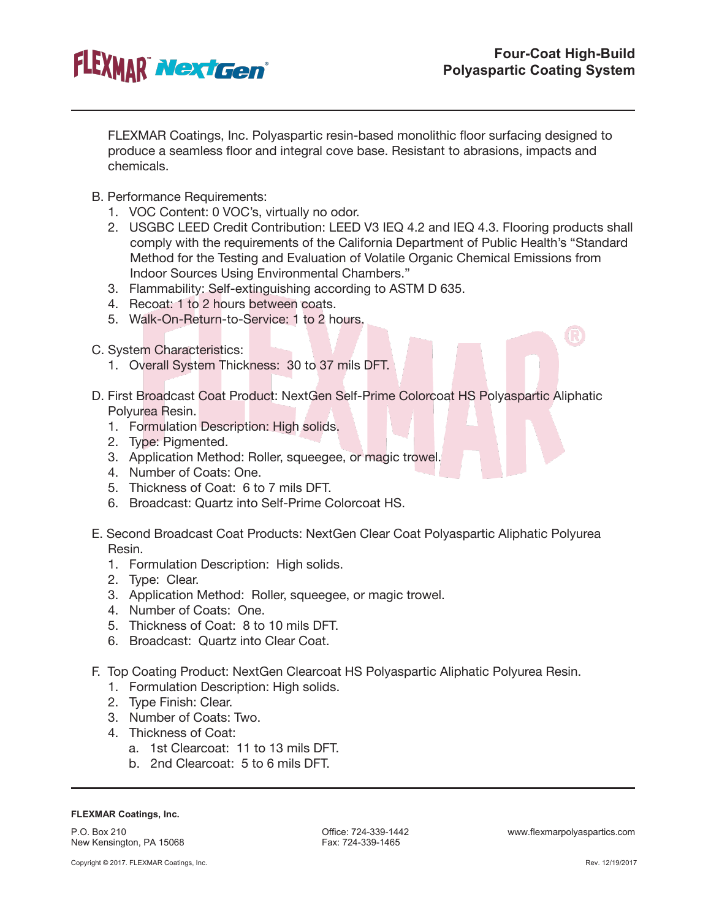FLEXMAR Coatings, Inc. Polyaspartic resin-based monolithic floor surfacing designed to produce a seamless floor and integral cove base. Resistant to abrasions, impacts and chemicals.

B. Performance Requirements:
  1. VOC Content: 0 VOC's, virtually no odor.
  2. USGBC LEED Credit Contribution: LEED V3 IEQ 4.2 and IEQ 4.3. Flooring products shall comply with the requirements of the California Department of Public Health's "Standard Method for the Testing and Evaluation of Volatile Organic Chemical Emissions from Indoor Sources Using Environmental Chambers."
  3. Flammability: Self-extinguishing according to ASTM D 635.
  4. Recoat: 1 to 2 hours between coats.
  5. Walk-On-Return-to-Service: 1 to 2 hours.

C. System Characteristics:
  1. Overall System Thickness: 30 to 37 mils DFT.

D. First Broadcast Coat Product: NextGen Self-Prime Colorcoat HS Polyaspartic Aliphatic Polyurea Resin.
  1. Formulation Description: High solids.
  2. Type: Pigmented.
  3. Application Method: Roller, squeegee, or magic trowel.
  4. Number of Coats: One.
  5. Thickness of Coat: 6 to 7 mils DFT.
  6. Broadcast: Quartz into Self-Prime Colorcoat HS.

E. Second Broadcast Coat Products: NextGen Clear Coat Polyaspartic Aliphatic Polyurea Resin.
  1. Formulation Description: High solids.
  2. Type: Clear.
  3. Application Method: Roller, squeegee, or magic trowel.
  4. Number of Coats: One.
  5. Thickness of Coat: 8 to 10 mils DFT.
  6. Broadcast: Quartz into Clear Coat.

F. Top Coating Product: NextGen Clearcoat HS Polyaspartic Aliphatic Polyurea Resin.
  1. Formulation Description: High solids.
  2. Type Finish: Clear.
  3. Number of Coats: Two.
  4. Thickness of Coat:
     a. 1st Clearcoat: 11 to 13 mils DFT.
     b. 2nd Clearcoat: 5 to 6 mils DFT.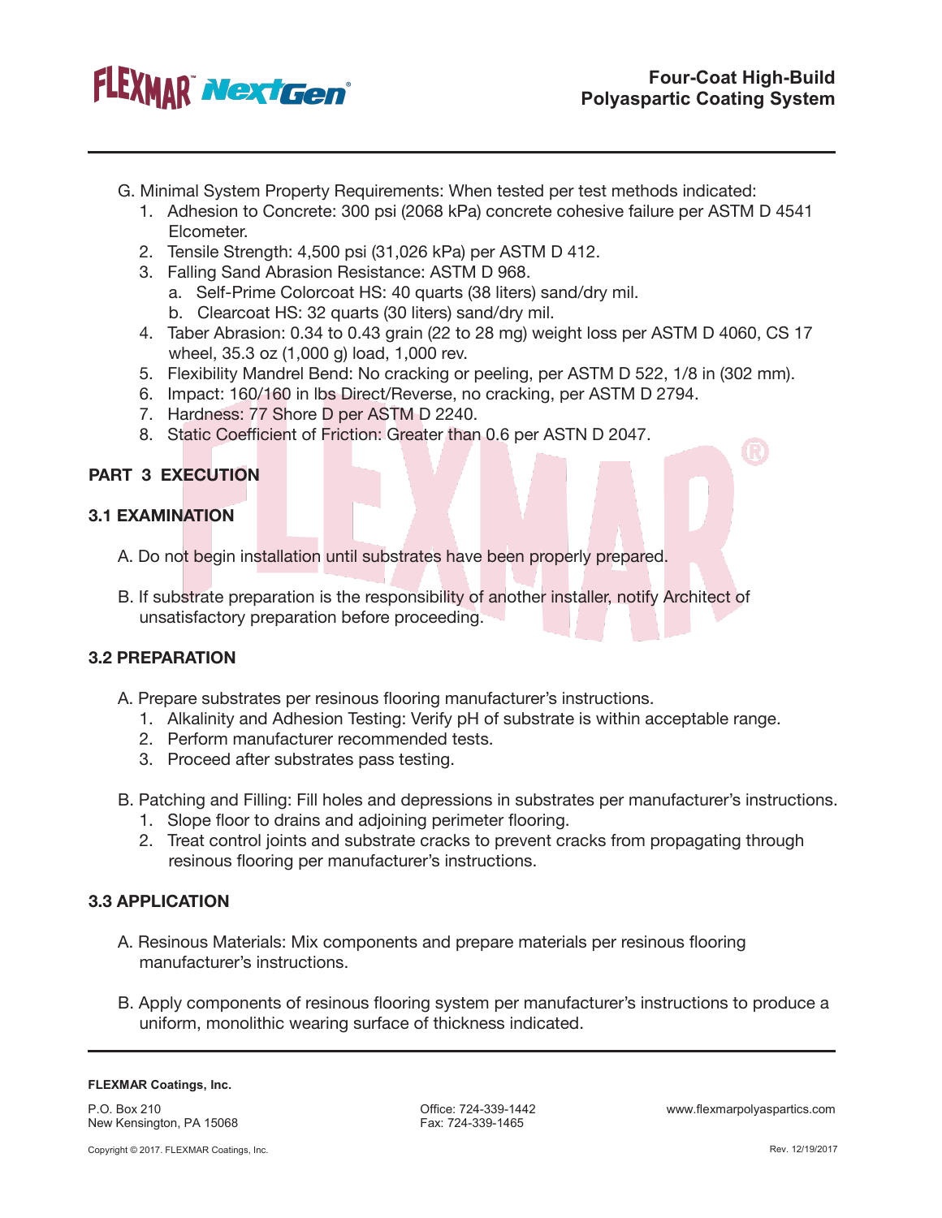G. Minimal System Property Requirements: When tested per test methods indicated:

1. Adhesion to Concrete: 300 psi (2068 kPa) concrete cohesive failure per ASTM D 4541 Elcometer.
2. Tensile Strength: 4,500 psi (31,026 kPa) per ASTM D 412.
3. Falling Sand Abrasion Resistance: ASTM D 968.
   a. Self-Prime Colorcoat HS: 40 quarts (38 liters) sand/dry mil.
   b. Clearcoat HS: 32 quarts (30 liters) sand/dry mil.
4. Taber Abrasion: 0.34 to 0.43 grain (22 to 28 mg) weight loss per ASTM D 4060, CS 17 wheel, 35.3 oz (1,000 g) load, 1,000 rev.
5. Flexibility Mandrel Bend: No cracking or peeling, per ASTM D 522, 1/8 in (302 mm).
6. Impact: 160/160 in lbs Direct/Reverse, no cracking, per ASTM D 2794.
7. Hardness: 77 Shore D per ASTM D 2240.
8. Static Coefficient of Friction: Greater than 0.6 per ASTN D 2047.

## PART 3 EXECUTION

### 3.1 EXAMINATION

A. Do not begin installation until substrates have been properly prepared.

B. If substrate preparation is the responsibility of another installer, notify Architect of unsatisfactory preparation before proceeding.

### 3.2 PREPARATION

A. Prepare substrates per resinous flooring manufacturer's instructions.

1. Alkalinity and Adhesion Testing: Verify pH of substrate is within acceptable range.
2. Perform manufacturer recommended tests.
3. Proceed after substrates pass testing.

B. Patching and Filling: Fill holes and depressions in substrates per manufacturer's instructions.

1. Slope floor to drains and adjoining perimeter flooring.
2. Treat control joints and substrate cracks to prevent cracks from propagating through resinous flooring per manufacturer's instructions.

### 3.3 APPLICATION

A. Resinous Materials: Mix components and prepare materials per resinous flooring manufacturer's instructions.

B. Apply components of resinous flooring system per manufacturer's instructions to produce a uniform, monolithic wearing surface of thickness indicated.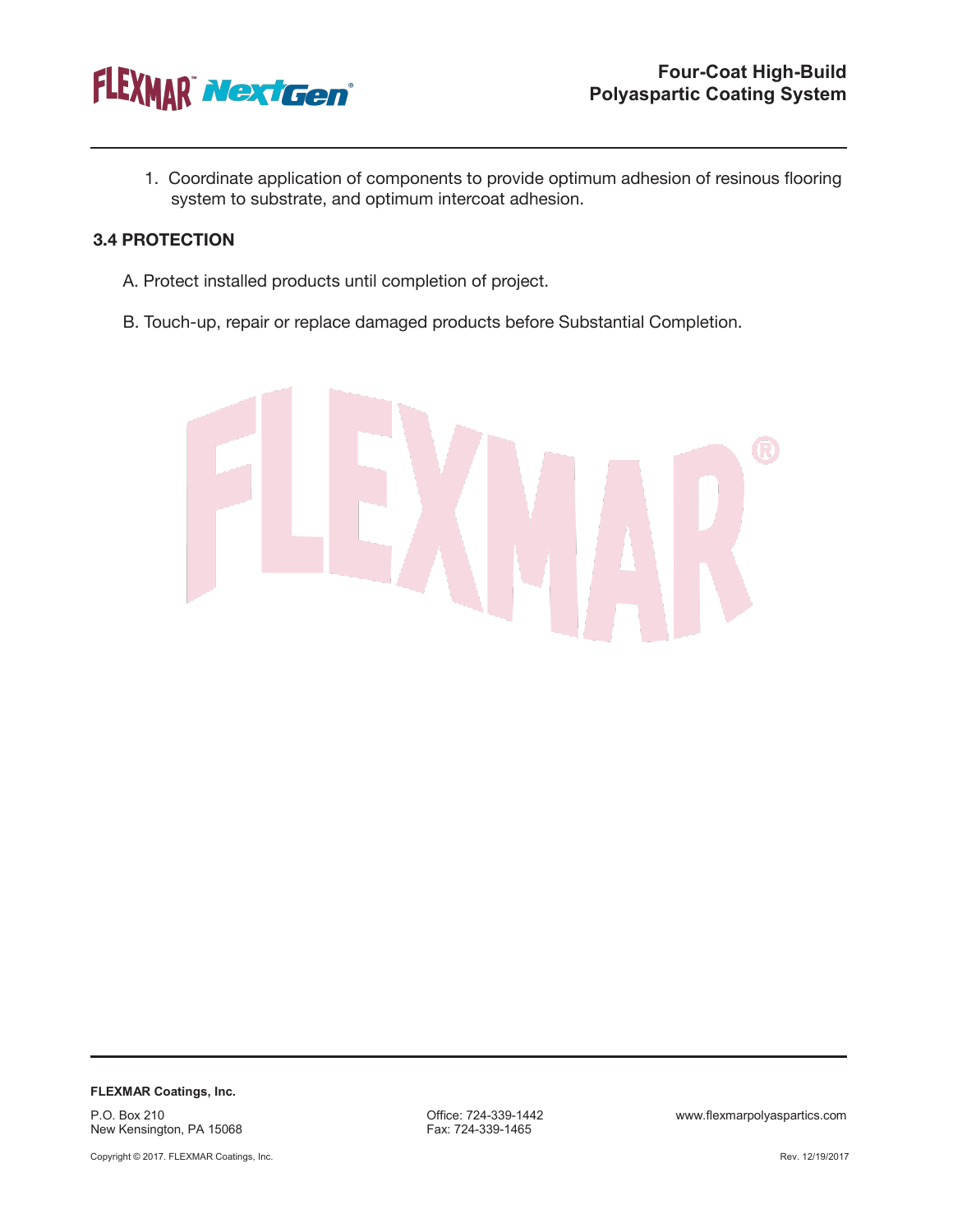1. Coordinate application of components to provide optimum adhesion of resinous flooring system to substrate, and optimum intercoat adhesion.

### 3.4 PROTECTION

A. Protect installed products until completion of project.

B. Touch-up, repair or replace damaged products before Substantial Completion.